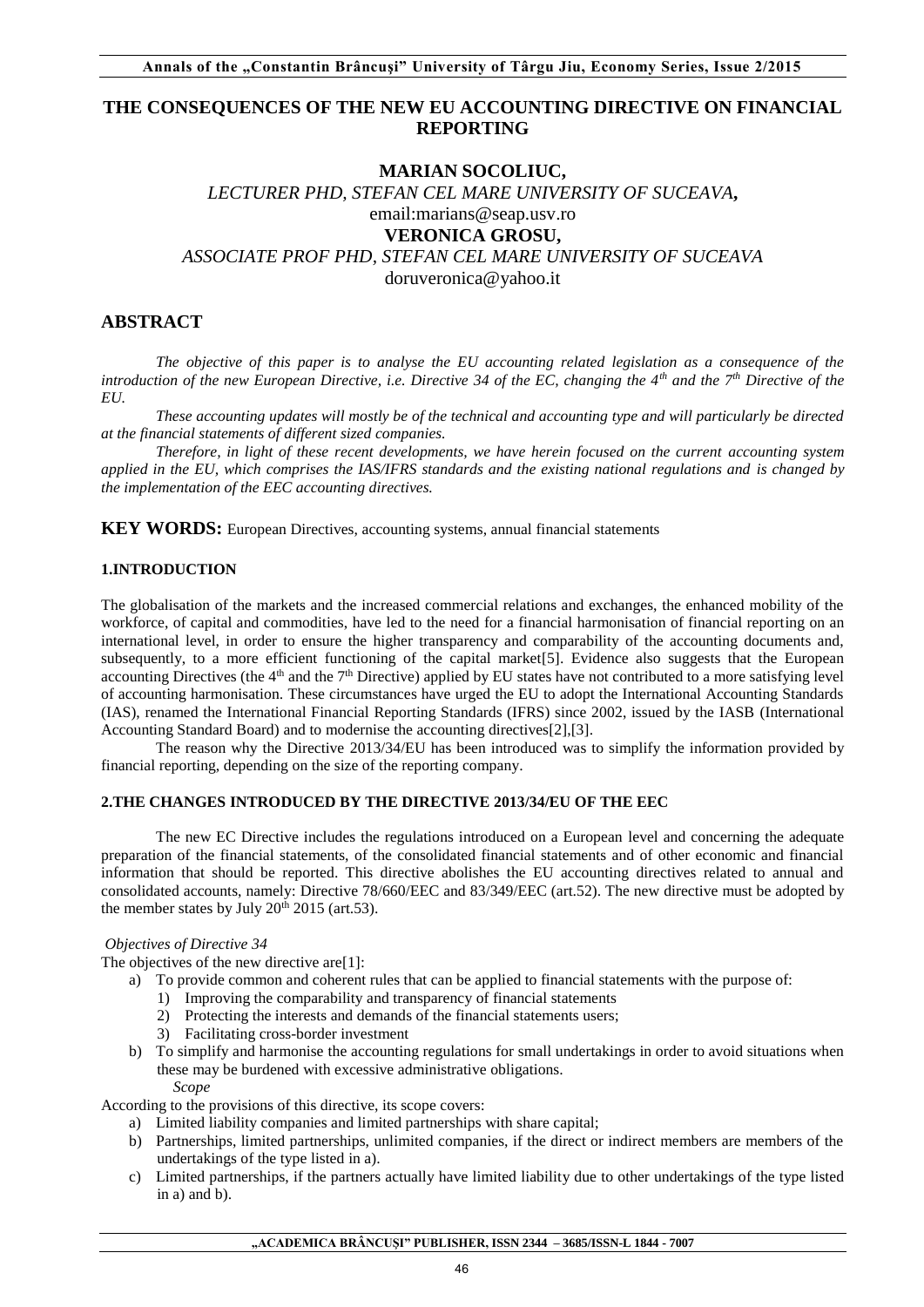# THE CONSEQUENCES OF THE NEW EU ACCOUNTING DIRECTIVE ON FINANCIAL REPORTING

**MARIAN SOCOLIUC,**
*LECTURER PHD, STEFAN CEL MARE UNIVERSITY OF SUCEAVA,*
email:marians@seap.usv.ro
**VERONICA GROSU,**
*ASSOCIATE PROF PHD, STEFAN CEL MARE UNIVERSITY OF SUCEAVA*
doruveronica@yahoo.it

## ABSTRACT

*The objective of this paper is to analyse the EU accounting related legislation as a consequence of the introduction of the new European Directive, i.e. Directive 34 of the EC, changing the 4th and the 7th Directive of the EU.*

*These accounting updates will mostly be of the technical and accounting type and will particularly be directed at the financial statements of different sized companies.*

*Therefore, in light of these recent developments, we have herein focused on the current accounting system applied in the EU, which comprises the IAS/IFRS standards and the existing national regulations and is changed by the implementation of the EEC accounting directives.*

**KEY WORDS:** European Directives, accounting systems, annual financial statements

### 1.INTRODUCTION

The globalisation of the markets and the increased commercial relations and exchanges, the enhanced mobility of the workforce, of capital and commodities, have led to the need for a financial harmonisation of financial reporting on an international level, in order to ensure the higher transparency and comparability of the accounting documents and, subsequently, to a more efficient functioning of the capital market[5]. Evidence also suggests that the European accounting Directives (the 4th and the 7th Directive) applied by EU states have not contributed to a more satisfying level of accounting harmonisation. These circumstances have urged the EU to adopt the International Accounting Standards (IAS), renamed the International Financial Reporting Standards (IFRS) since 2002, issued by the IASB (International Accounting Standard Board) and to modernise the accounting directives[2],[3].

The reason why the Directive 2013/34/EU has been introduced was to simplify the information provided by financial reporting, depending on the size of the reporting company.

### 2.THE CHANGES INTRODUCED BY THE DIRECTIVE 2013/34/EU OF THE EEC

The new EC Directive includes the regulations introduced on a European level and concerning the adequate preparation of the financial statements, of the consolidated financial statements and of other economic and financial information that should be reported. This directive abolishes the EU accounting directives related to annual and consolidated accounts, namely: Directive 78/660/EEC and 83/349/EEC (art.52). The new directive must be adopted by the member states by July 20th 2015 (art.53).

*Objectives of Directive 34*

The objectives of the new directive are[1]:

- a) To provide common and coherent rules that can be applied to financial statements with the purpose of:
  1) Improving the comparability and transparency of financial statements
  2) Protecting the interests and demands of the financial statements users;
  3) Facilitating cross-border investment
- b) To simplify and harmonise the accounting regulations for small undertakings in order to avoid situations when these may be burdened with excessive administrative obligations.

*Scope*

According to the provisions of this directive, its scope covers:

- a) Limited liability companies and limited partnerships with share capital;
- b) Partnerships, limited partnerships, unlimited companies, if the direct or indirect members are members of the undertakings of the type listed in a).
- c) Limited partnerships, if the partners actually have limited liability due to other undertakings of the type listed in a) and b).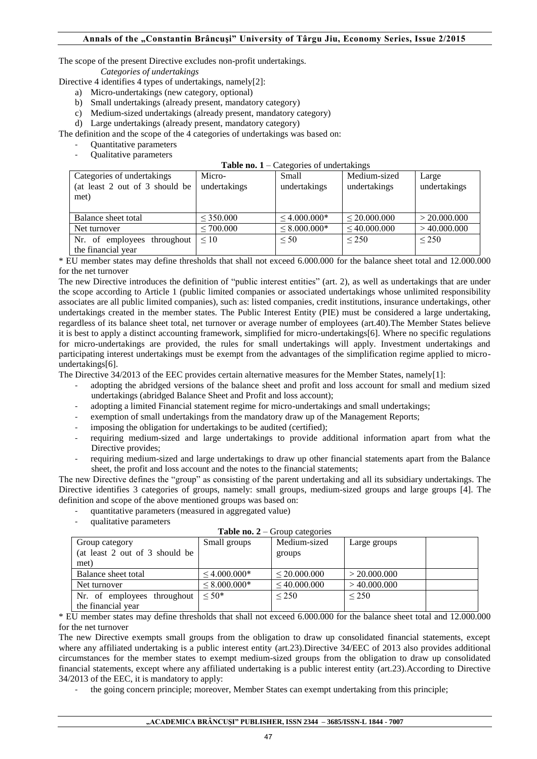The scope of the present Directive excludes non-profit undertakings.

*Categories of undertakings*

Directive 4 identifies 4 types of undertakings, namely[2]:

a) Micro-undertakings (new category, optional)
b) Small undertakings (already present, mandatory category)
c) Medium-sized undertakings (already present, mandatory category)
d) Large undertakings (already present, mandatory category)

The definition and the scope of the 4 categories of undertakings was based on:

- Quantitative parameters
- Qualitative parameters

**Table no. 1** – Categories of undertakings

| Categories of undertakings (at least 2 out of 3 should be met) | Micro-undertakings | Small undertakings | Medium-sized undertakings | Large undertakings |
|---|---|---|---|---|
| Balance sheet total | ≤ 350.000 | ≤ 4.000.000* | ≤ 20.000.000 | > 20.000.000 |
| Net turnover | ≤ 700.000 | ≤ 8.000.000* | ≤ 40.000.000 | > 40.000.000 |
| Nr. of employees throughout the financial year | ≤ 10 | ≤ 50 | ≤ 250 | ≤ 250 |

* EU member states may define thresholds that shall not exceed 6.000.000 for the balance sheet total and 12.000.000 for the net turnover

The new Directive introduces the definition of "public interest entities" (art. 2), as well as undertakings that are under the scope according to Article 1 (public limited companies or associated undertakings whose unlimited responsibility associates are all public limited companies), such as: listed companies, credit institutions, insurance undertakings, other undertakings created in the member states. The Public Interest Entity (PIE) must be considered a large undertaking, regardless of its balance sheet total, net turnover or average number of employees (art.40).The Member States believe it is best to apply a distinct accounting framework, simplified for micro-undertakings[6]. Where no specific regulations for micro-undertakings are provided, the rules for small undertakings will apply. Investment undertakings and participating interest undertakings must be exempt from the advantages of the simplification regime applied to micro-undertakings[6].

The Directive 34/2013 of the EEC provides certain alternative measures for the Member States, namely[1]:

- adopting the abridged versions of the balance sheet and profit and loss account for small and medium sized undertakings (abridged Balance Sheet and Profit and loss account);
- adopting a limited Financial statement regime for micro-undertakings and small undertakings;
- exemption of small undertakings from the mandatory draw up of the Management Reports;
- imposing the obligation for undertakings to be audited (certified);
- requiring medium-sized and large undertakings to provide additional information apart from what the Directive provides;
- requiring medium-sized and large undertakings to draw up other financial statements apart from the Balance sheet, the profit and loss account and the notes to the financial statements;

The new Directive defines the "group" as consisting of the parent undertaking and all its subsidiary undertakings. The Directive identifies 3 categories of groups, namely: small groups, medium-sized groups and large groups [4]. The definition and scope of the above mentioned groups was based on:

- quantitative parameters (measured in aggregated value)
- qualitative parameters

**Table no. 2** – Group categories

| Group category (at least 2 out of 3 should be met) | Small groups | Medium-sized groups | Large groups | |
|---|---|---|---|---|
| Balance sheet total | ≤ 4.000.000* | ≤ 20.000.000 | > 20.000.000 | |
| Net turnover | ≤ 8.000.000* | ≤ 40.000.000 | > 40.000.000 | |
| Nr. of employees throughout the financial year | ≤ 50* | ≤ 250 | ≤ 250 | |

* EU member states may define thresholds that shall not exceed 6.000.000 for the balance sheet total and 12.000.000 for the net turnover

The new Directive exempts small groups from the obligation to draw up consolidated financial statements, except where any affiliated undertaking is a public interest entity (art.23).Directive 34/EEC of 2013 also provides additional circumstances for the member states to exempt medium-sized groups from the obligation to draw up consolidated financial statements, except where any affiliated undertaking is a public interest entity (art.23).According to Directive 34/2013 of the EEC, it is mandatory to apply:

- the going concern principle; moreover, Member States can exempt undertaking from this principle;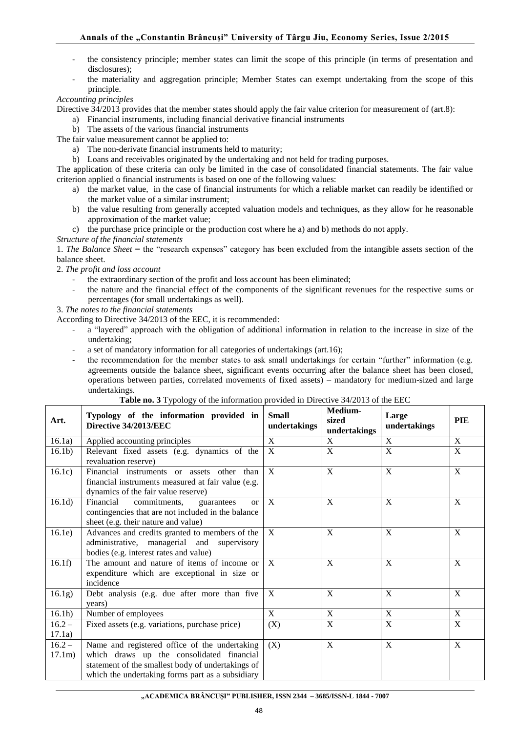- the consistency principle; member states can limit the scope of this principle (in terms of presentation and disclosures);
- the materiality and aggregation principle; Member States can exempt undertaking from the scope of this principle.

*Accounting principles*

Directive 34/2013 provides that the member states should apply the fair value criterion for measurement of (art.8):

a) Financial instruments, including financial derivative financial instruments
b) The assets of the various financial instruments

The fair value measurement cannot be applied to:

a) The non-derivate financial instruments held to maturity;
b) Loans and receivables originated by the undertaking and not held for trading purposes.

The application of these criteria can only be limited in the case of consolidated financial statements. The fair value criterion applied o financial instruments is based on one of the following values:

a) the market value, in the case of financial instruments for which a reliable market can readily be identified or the market value of a similar instrument;
b) the value resulting from generally accepted valuation models and techniques, as they allow for he reasonable approximation of the market value;
c) the purchase price principle or the production cost where he a) and b) methods do not apply.

*Structure of the financial statements*

1. *The Balance Sheet* = the "research expenses" category has been excluded from the intangible assets section of the balance sheet.

2. *The profit and loss account*

- the extraordinary section of the profit and loss account has been eliminated;
- the nature and the financial effect of the components of the significant revenues for the respective sums or percentages (for small undertakings as well).

3. *The notes to the financial statements*

According to Directive 34/2013 of the EEC, it is recommended:

- a "layered" approach with the obligation of additional information in relation to the increase in size of the undertaking;
- a set of mandatory information for all categories of undertakings (art.16);
- the recommendation for the member states to ask small undertakings for certain "further" information (e.g. agreements outside the balance sheet, significant events occurring after the balance sheet has been closed, operations between parties, correlated movements of fixed assets) – mandatory for medium-sized and large undertakings.

**Table no. 3** Typology of the information provided in Directive 34/2013 of the EEC

| Art. | Typology of the information provided in Directive 34/2013/EEC | Small undertakings | Medium-sized undertakings | Large undertakings | PIE |
|---|---|---|---|---|---|
| 16.1a) | Applied accounting principles | X | X | X | X |
| 16.1b) | Relevant fixed assets (e.g. dynamics of the revaluation reserve) | X | X | X | X |
| 16.1c) | Financial instruments or assets other than financial instruments measured at fair value (e.g. dynamics of the fair value reserve) | X | X | X | X |
| 16.1d) | Financial commitments, guarantees or contingencies that are not included in the balance sheet (e.g. their nature and value) | X | X | X | X |
| 16.1e) | Advances and credits granted to members of the administrative, managerial and supervisory bodies (e.g. interest rates and value) | X | X | X | X |
| 16.1f) | The amount and nature of items of income or expenditure which are exceptional in size or incidence | X | X | X | X |
| 16.1g) | Debt analysis (e.g. due after more than five years) | X | X | X | X |
| 16.1h) | Number of employees | X | X | X | X |
| 16.2 – 17.1a) | Fixed assets (e.g. variations, purchase price) | (X) | X | X | X |
| 16.2 – 17.1m) | Name and registered office of the undertaking which draws up the consolidated financial statement of the smallest body of undertakings of which the undertaking forms part as a subsidiary | (X) | X | X | X |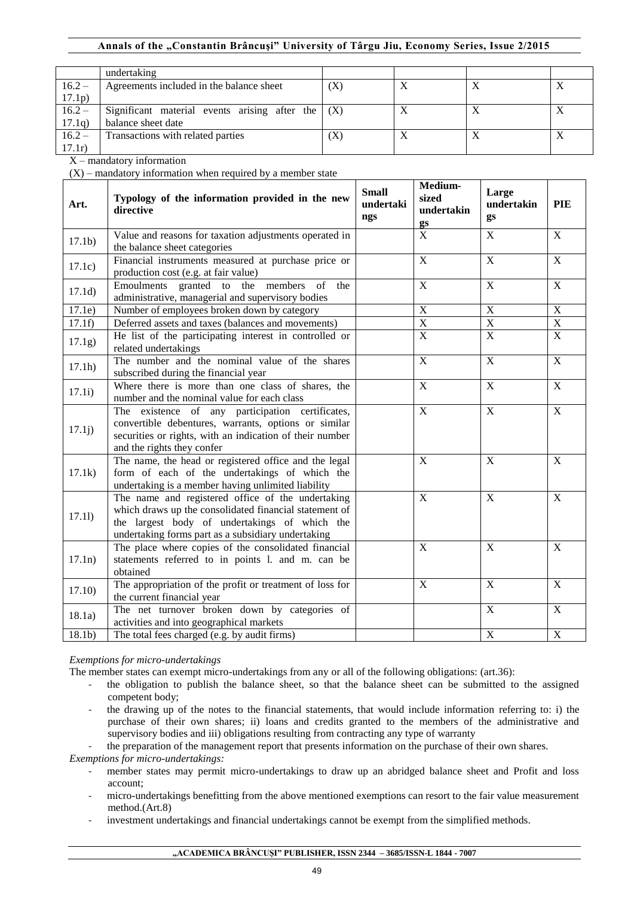|  | undertaking |  |  |  |  |
|---|---|---|---|---|---|
| 16.2 – 17.1p) | Agreements included in the balance sheet | (X) | X | X | X |
| 16.2 – 17.1q) | Significant material events arising after the balance sheet date | (X) | X | X | X |
| 16.2 – 17.1r) | Transactions with related parties | (X) | X | X | X |

X – mandatory information

(X) – mandatory information when required by a member state

| Art. | Typology of the information provided in the new directive | Small undertakings | Medium-sized undertakings | Large undertakings | PIE |
|---|---|---|---|---|---|
| 17.1b) | Value and reasons for taxation adjustments operated in the balance sheet categories |  | X | X | X |
| 17.1c) | Financial instruments measured at purchase price or production cost (e.g. at fair value) |  | X | X | X |
| 17.1d) | Emoulments granted to the members of the administrative, managerial and supervisory bodies |  | X | X | X |
| 17.1e) | Number of employees broken down by category |  | X | X | X |
| 17.1f) | Deferred assets and taxes (balances and movements) |  | X | X | X |
| 17.1g) | He list of the participating interest in controlled or related undertakings |  | X | X | X |
| 17.1h) | The number and the nominal value of the shares subscribed during the financial year |  | X | X | X |
| 17.1i) | Where there is more than one class of shares, the number and the nominal value for each class |  | X | X | X |
| 17.1j) | The existence of any participation certificates, convertible debentures, warrants, options or similar securities or rights, with an indication of their number and the rights they confer |  | X | X | X |
| 17.1k) | The name, the head or registered office and the legal form of each of the undertakings of which the undertaking is a member having unlimited liability |  | X | X | X |
| 17.1l) | The name and registered office of the undertaking which draws up the consolidated financial statement of the largest body of undertakings of which the undertaking forms part as a subsidiary undertaking |  | X | X | X |
| 17.1n) | The place where copies of the consolidated financial statements referred to in points l. and m. can be obtained |  | X | X | X |
| 17.10) | The appropriation of the profit or treatment of loss for the current financial year |  | X | X | X |
| 18.1a) | The net turnover broken down by categories of activities and into geographical markets |  |  | X | X |
| 18.1b) | The total fees charged (e.g. by audit firms) |  |  | X | X |

*Exemptions for micro-undertakings*

The member states can exempt micro-undertakings from any or all of the following obligations: (art.36):

- the obligation to publish the balance sheet, so that the balance sheet can be submitted to the assigned competent body;
- the drawing up of the notes to the financial statements, that would include information referring to: i) the purchase of their own shares; ii) loans and credits granted to the members of the administrative and supervisory bodies and iii) obligations resulting from contracting any type of warranty
- the preparation of the management report that presents information on the purchase of their own shares.

*Exemptions for micro-undertakings:*

- member states may permit micro-undertakings to draw up an abridged balance sheet and Profit and loss account;
- micro-undertakings benefitting from the above mentioned exemptions can resort to the fair value measurement method.(Art.8)
- investment undertakings and financial undertakings cannot be exempt from the simplified methods.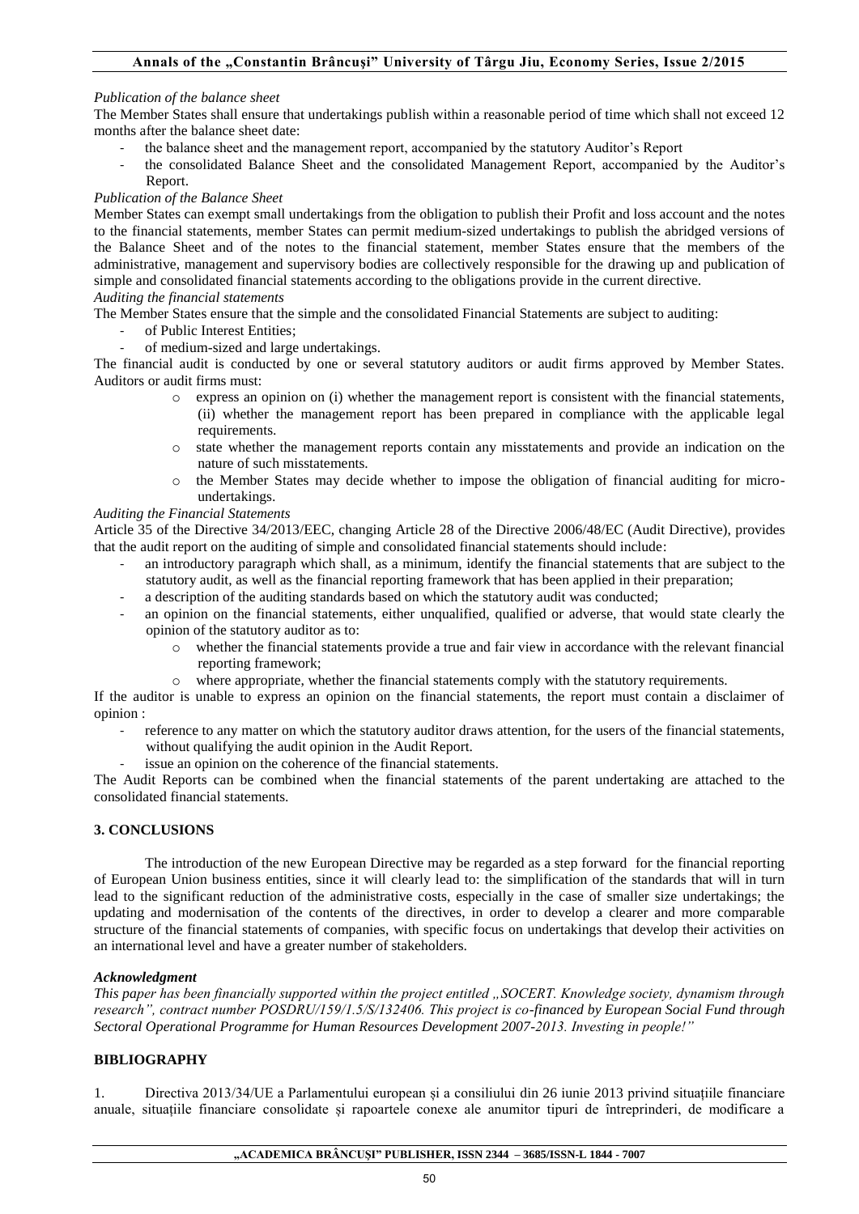*Publication of the balance sheet*

The Member States shall ensure that undertakings publish within a reasonable period of time which shall not exceed 12 months after the balance sheet date:

- the balance sheet and the management report, accompanied by the statutory Auditor's Report
- the consolidated Balance Sheet and the consolidated Management Report, accompanied by the Auditor's Report.

*Publication of the Balance Sheet*

Member States can exempt small undertakings from the obligation to publish their Profit and loss account and the notes to the financial statements, member States can permit medium-sized undertakings to publish the abridged versions of the Balance Sheet and of the notes to the financial statement, member States ensure that the members of the administrative, management and supervisory bodies are collectively responsible for the drawing up and publication of simple and consolidated financial statements according to the obligations provide in the current directive.

*Auditing the financial statements*

The Member States ensure that the simple and the consolidated Financial Statements are subject to auditing:

- of Public Interest Entities;
- of medium-sized and large undertakings.

The financial audit is conducted by one or several statutory auditors or audit firms approved by Member States. Auditors or audit firms must:

- express an opinion on (i) whether the management report is consistent with the financial statements, (ii) whether the management report has been prepared in compliance with the applicable legal requirements.
- state whether the management reports contain any misstatements and provide an indication on the nature of such misstatements.
- the Member States may decide whether to impose the obligation of financial auditing for micro-undertakings.

*Auditing the Financial Statements*

Article 35 of the Directive 34/2013/EEC, changing Article 28 of the Directive 2006/48/EC (Audit Directive), provides that the audit report on the auditing of simple and consolidated financial statements should include:

- an introductory paragraph which shall, as a minimum, identify the financial statements that are subject to the statutory audit, as well as the financial reporting framework that has been applied in their preparation;
- a description of the auditing standards based on which the statutory audit was conducted;
- an opinion on the financial statements, either unqualified, qualified or adverse, that would state clearly the opinion of the statutory auditor as to:
  - whether the financial statements provide a true and fair view in accordance with the relevant financial reporting framework;
  - where appropriate, whether the financial statements comply with the statutory requirements.

If the auditor is unable to express an opinion on the financial statements, the report must contain a disclaimer of opinion :

- reference to any matter on which the statutory auditor draws attention, for the users of the financial statements, without qualifying the audit opinion in the Audit Report.
- issue an opinion on the coherence of the financial statements.

The Audit Reports can be combined when the financial statements of the parent undertaking are attached to the consolidated financial statements.

## 3. CONCLUSIONS

The introduction of the new European Directive may be regarded as a step forward for the financial reporting of European Union business entities, since it will clearly lead to: the simplification of the standards that will in turn lead to the significant reduction of the administrative costs, especially in the case of smaller size undertakings; the updating and modernisation of the contents of the directives, in order to develop a clearer and more comparable structure of the financial statements of companies, with specific focus on undertakings that develop their activities on an international level and have a greater number of stakeholders.

***Acknowledgment***

*This paper has been financially supported within the project entitled „SOCERT. Knowledge society, dynamism through research", contract number POSDRU/159/1.5/S/132406. This project is co-financed by European Social Fund through Sectoral Operational Programme for Human Resources Development 2007-2013. Investing in people!"*

## BIBLIOGRAPHY

1. Directiva 2013/34/UE a Parlamentului european și a consiliului din 26 iunie 2013 privind situațiile financiare anuale, situațiile financiare consolidate și rapoartele conexe ale anumitor tipuri de întreprinderi, de modificare a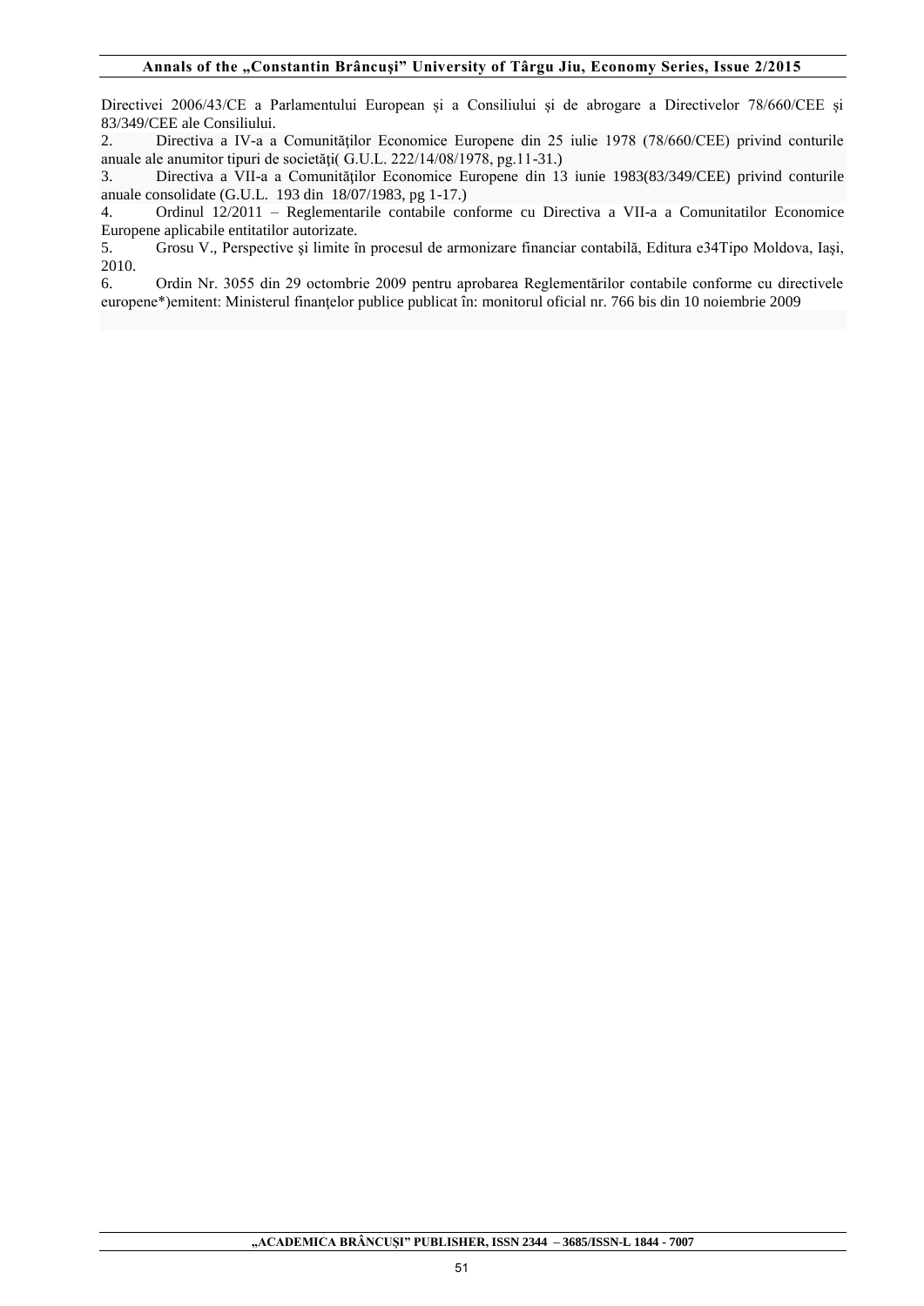Directivei 2006/43/CE a Parlamentului European și a Consiliului și de abrogare a Directivelor 78/660/CEE și 83/349/CEE ale Consiliului.

2. Directiva a IV-a a Comunităților Economice Europene din 25 iulie 1978 (78/660/CEE) privind conturile anuale ale anumitor tipuri de societăți( G.U.L. 222/14/08/1978, pg.11-31.)

3. Directiva a VII-a a Comunităţilor Economice Europene din 13 iunie 1983(83/349/CEE) privind conturile anuale consolidate (G.U.L. 193 din 18/07/1983, pg 1-17.)

4. Ordinul 12/2011 – Reglementarile contabile conforme cu Directiva a VII-a a Comunitatilor Economice Europene aplicabile entitatilor autorizate.

5. Grosu V., Perspective şi limite în procesul de armonizare financiar contabilă, Editura e34Tipo Moldova, Iaşi, 2010.

6. Ordin Nr. 3055 din 29 octombrie 2009 pentru aprobarea Reglementărilor contabile conforme cu directivele europene*)emitent: Ministerul finanțelor publice publicat în: monitorul oficial nr. 766 bis din 10 noiembrie 2009